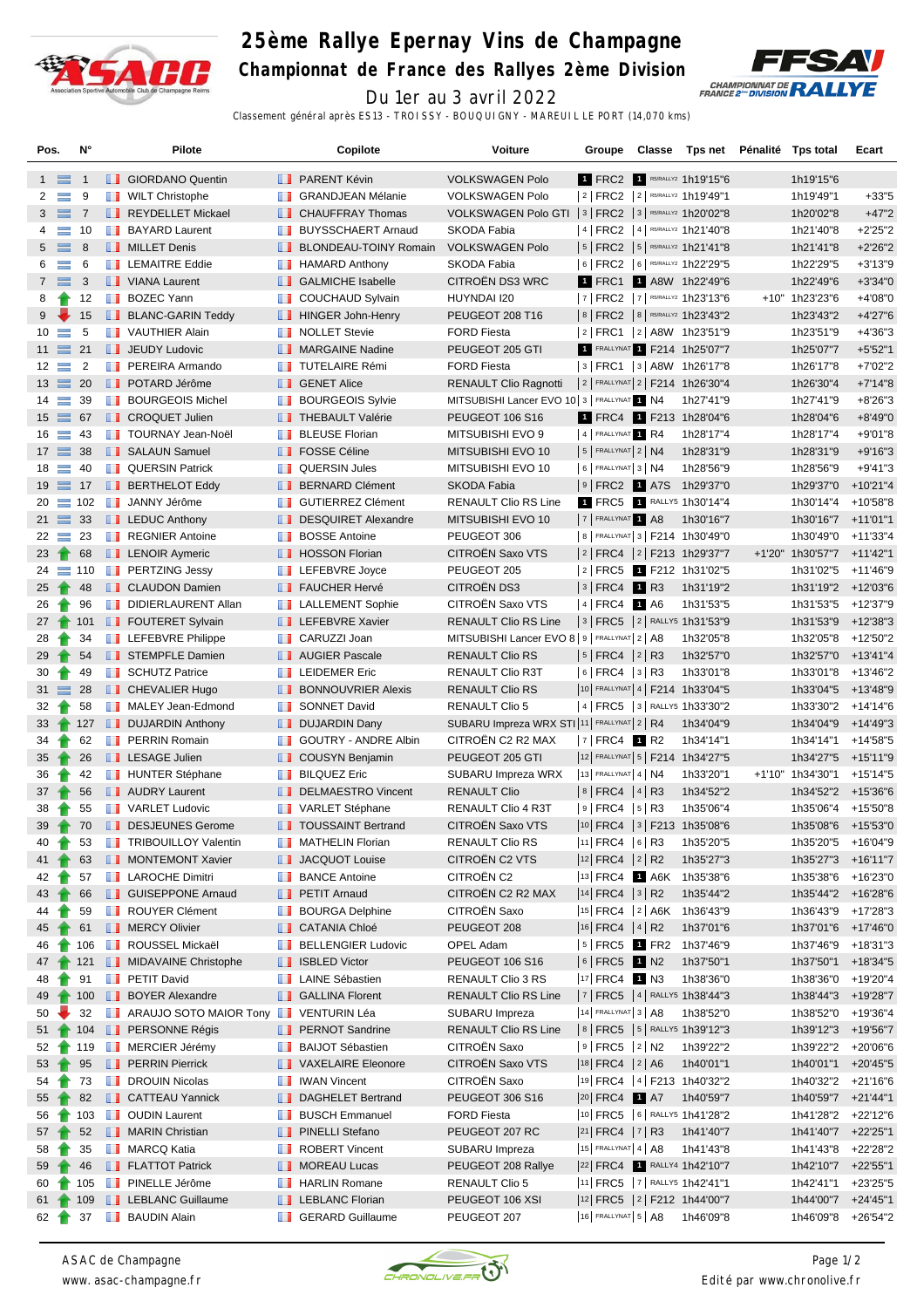# 25ème Rallye Epernay Vins de Champagne

## Championnat de France des Rallyes 2ème Division

Du 1er au 3 avril 2022

Classement général après ES13 - TROISSY - BOUQUIGNY - MAREUIL LE PORT (14,070 kms)

| Pos. | N° | Pilote | Copilote | Voiture | Groupe | Classe | Tps net | Pénalité | Tps total | Ecart |
|---|---|---|---|---|---|---|---|---|---|---|
| 1 | 1 | GIORDANO Quentin | PARENT Kévin | VOLKSWAGEN Polo | 1 FRC2 | 1 R5/RALLY2 | 1h19'15"6 | | 1h19'15"6 | |
| 2 | 9 | WILT Christophe | GRANDJEAN Mélanie | VOLKSWAGEN Polo | 2 FRC2 | 2 R5/RALLY2 | 1h19'49"1 | | 1h19'49"1 | +33"5 |
| 3 | 7 | REYDELLET Mickael | CHAUFFRAY Thomas | VOLKSWAGEN Polo GTI | 3 FRC2 | 3 R5/RALLY2 | 1h20'02"8 | | 1h20'02"8 | +47"2 |
| 4 | 10 | BAYARD Laurent | BUYSSCHAERT Arnaud | SKODA Fabia | 4 FRC2 | 4 R5/RALLY2 | 1h21'40"8 | | 1h21'40"8 | +2'25"2 |
| 5 | 8 | MILLET Denis | BLONDEAU-TOINY Romain | VOLKSWAGEN Polo | 5 FRC2 | 5 R5/RALLY2 | 1h21'41"8 | | 1h21'41"8 | +2'26"2 |
| 6 | 6 | LEMAITRE Eddie | HAMARD Anthony | SKODA Fabia | 6 FRC2 | 6 R5/RALLY2 | 1h22'29"5 | | 1h22'29"5 | +3'13"9 |
| 7 | 3 | VIANA Laurent | GALMICHE Isabelle | CITROËN DS3 WRC | 1 FRC1 | 1 A8W | 1h22'49"6 | | 1h22'49"6 | +3'34"0 |
| 8 | 12 | BOZEC Yann | COUCHAUD Sylvain | HUYNDAI I20 | 7 FRC2 | 7 R5/RALLY2 | 1h23'13"6 | +10" | 1h23'23"6 | +4'08"0 |
| 9 | 15 | BLANC-GARIN Teddy | HINGER John-Henry | PEUGEOT 208 T16 | 8 FRC2 | 8 R5/RALLY2 | 1h23'43"2 | | 1h23'43"2 | +4'27"6 |
| 10 | 5 | VAUTHIER Alain | NOLLET Stevie | FORD Fiesta | 2 FRC1 | 2 A8W | 1h23'51"9 | | 1h23'51"9 | +4'36"3 |
| 11 | 21 | JEUDY Ludovic | MARGAINE Nadine | PEUGEOT 205 GTI | 1 FRALLYNAT | 1 F214 | 1h25'07"7 | | 1h25'07"7 | +5'52"1 |
| 12 | 2 | PEREIRA Armando | TUTELAIRE Rémi | FORD Fiesta | 3 FRC1 | 3 A8W | 1h26'17"8 | | 1h26'17"8 | +7'02"2 |
| 13 | 20 | POTARD Jérôme | GENET Alice | RENAULT Clio Ragnotti | 2 FRALLYNAT | 2 F214 | 1h26'30"4 | | 1h26'30"4 | +7'14"8 |
| 14 | 39 | BOURGEOIS Michel | BOURGEOIS Sylvie | MITSUBISHI Lancer EVO 10 | 3 FRALLYNAT | 1 N4 | 1h27'41"9 | | 1h27'41"9 | +8'26"3 |
| 15 | 67 | CROQUET Julien | THEBAULT Valérie | PEUGEOT 106 S16 | 1 FRC4 | 1 F213 | 1h28'04"6 | | 1h28'04"6 | +8'49"0 |
| 16 | 43 | TOURNAY Jean-Noël | BLEUSE Florian | MITSUBISHI EVO 9 | 4 FRALLYNAT | 1 R4 | 1h28'17"4 | | 1h28'17"4 | +9'01"8 |
| 17 | 38 | SALAUN Samuel | FOSSE Céline | MITSUBISHI EVO 10 | 5 FRALLYNAT | 2 N4 | 1h28'31"9 | | 1h28'31"9 | +9'16"3 |
| 18 | 40 | QUERSIN Patrick | QUERSIN Jules | MITSUBISHI EVO 10 | 6 FRALLYNAT | 3 N4 | 1h28'56"9 | | 1h28'56"9 | +9'41"3 |
| 19 | 17 | BERTHELOT Eddy | BERNARD Clément | SKODA Fabia | 9 FRC2 | 1 A7S | 1h29'37"0 | | 1h29'37"0 | +10'21"4 |
| 20 | 102 | JANNY Jérôme | GUTIERREZ Clément | RENAULT Clio RS Line | 1 FRC5 | 1 RALLY5 | 1h30'14"4 | | 1h30'14"4 | +10'58"8 |
| 21 | 33 | LEDUC Anthony | DESQUIRET Alexandre | MITSUBISHI EVO 10 | 7 FRALLYNAT | 1 A8 | 1h30'16"7 | | 1h30'16"7 | +11'01"1 |
| 22 | 23 | REGNIER Antoine | BOSSE Antoine | PEUGEOT 306 | 8 FRALLYNAT | 3 F214 | 1h30'49"0 | | 1h30'49"0 | +11'33"4 |
| 23 | 68 | LENOIR Aymeric | HOSSON Florian | CITROËN Saxo VTS | 2 FRC4 | 2 F213 | 1h29'37"7 | +1'20" | 1h30'57"7 | +11'42"1 |
| 24 | 110 | PERTZING Jessy | LEFEBVRE Joyce | PEUGEOT 205 | 2 FRC5 | 1 F212 | 1h31'02"5 | | 1h31'02"5 | +11'46"9 |
| 25 | 48 | CLAUDON Damien | FAUCHER Hervé | CITROËN DS3 | 3 FRC4 | 1 R3 | 1h31'19"2 | | 1h31'19"2 | +12'03"6 |
| 26 | 96 | DIDIERLAURENT Allan | LALLEMENT Sophie | CITROËN Saxo VTS | 4 FRC4 | 1 A6 | 1h31'53"5 | | 1h31'53"5 | +12'37"9 |
| 27 | 101 | FOUTERET Sylvain | LEFEBVRE Xavier | RENAULT Clio RS Line | 3 FRC5 | 2 RALLY5 | 1h31'53"9 | | 1h31'53"9 | +12'38"3 |
| 28 | 34 | LEFEBVRE Philippe | CARUZZI Joan | MITSUBISHI Lancer EVO 8 | 9 FRALLYNAT | 2 A8 | 1h32'05"8 | | 1h32'05"8 | +12'50"2 |
| 29 | 54 | STEMPFLE Damien | AUGIER Pascale | RENAULT Clio RS | 5 FRC4 | 2 R3 | 1h32'57"0 | | 1h32'57"0 | +13'41"4 |
| 30 | 49 | SCHUTZ Patrice | LEIDEMER Eric | RENAULT Clio R3T | 6 FRC4 | 3 R3 | 1h33'01"8 | | 1h33'01"8 | +13'46"2 |
| 31 | 28 | CHEVALIER Hugo | BONNOUVRIER Alexis | RENAULT Clio RS | 10 FRALLYNAT | 4 F214 | 1h33'04"5 | | 1h33'04"5 | +13'48"9 |
| 32 | 58 | MALEY Jean-Edmond | SONNET David | RENAULT Clio 5 | 4 FRC5 | 3 RALLY5 | 1h33'30"2 | | 1h33'30"2 | +14'14"6 |
| 33 | 127 | DUJARDIN Anthony | DUJARDIN Dany | SUBARU Impreza WRX STI | 11 FRALLYNAT | 2 R4 | 1h34'04"9 | | 1h34'04"9 | +14'49"3 |
| 34 | 62 | PERRIN Romain | GOUTRY - ANDRE Albin | CITROËN C2 R2 MAX | 7 FRC4 | 1 R2 | 1h34'14"1 | | 1h34'14"1 | +14'58"5 |
| 35 | 26 | LESAGE Julien | COUSYN Benjamin | PEUGEOT 205 GTI | 12 FRALLYNAT | 5 F214 | 1h34'27"5 | | 1h34'27"5 | +15'11"9 |
| 36 | 42 | HUNTER Stéphane | BILQUEZ Eric | SUBARU Impreza WRX | 13 FRALLYNAT | 4 N4 | 1h33'20"1 | +1'10" | 1h34'30"1 | +15'14"5 |
| 37 | 56 | AUDRY Laurent | DELMAESTRO Vincent | RENAULT Clio | 8 FRC4 | 4 R3 | 1h34'52"2 | | 1h34'52"2 | +15'36"6 |
| 38 | 55 | VARLET Ludovic | VARLET Stéphane | RENAULT Clio 4 R3T | 9 FRC4 | 5 R3 | 1h35'06"4 | | 1h35'06"4 | +15'50"8 |
| 39 | 70 | DESJEUNES Gerome | TOUSSAINT Bertrand | CITROËN Saxo VTS | 10 FRC4 | 3 F213 | 1h35'08"6 | | 1h35'08"6 | +15'53"0 |
| 40 | 53 | TRIBOUILLOY Valentin | MATHELIN Florian | RENAULT Clio RS | 11 FRC4 | 6 R3 | 1h35'20"5 | | 1h35'20"5 | +16'04"9 |
| 41 | 63 | MONTEMONT Xavier | JACQUOT Louise | CITROËN C2 VTS | 12 FRC4 | 2 R2 | 1h35'27"3 | | 1h35'27"3 | +16'11"7 |
| 42 | 57 | LAROCHE Dimitri | BANCE Antoine | CITROËN C2 | 13 FRC4 | 1 A6K | 1h35'38"6 | | 1h35'38"6 | +16'23"0 |
| 43 | 66 | GUISEPPONE Arnaud | PETIT Arnaud | CITROËN C2 R2 MAX | 14 FRC4 | 3 R2 | 1h35'44"2 | | 1h35'44"2 | +16'28"6 |
| 44 | 59 | ROUYER Clément | BOURGA Delphine | CITROËN Saxo | 15 FRC4 | 2 A6K | 1h36'43"9 | | 1h36'43"9 | +17'28"3 |
| 45 | 61 | MERCY Olivier | CATANIA Chloé | PEUGEOT 208 | 16 FRC4 | 4 R2 | 1h37'01"6 | | 1h37'01"6 | +17'46"0 |
| 46 | 106 | ROUSSEL Mickaël | BELLENGIER Ludovic | OPEL Adam | 5 FRC5 | 1 FR2 | 1h37'46"9 | | 1h37'46"9 | +18'31"3 |
| 47 | 121 | MIDAVAINE Christophe | ISBLED Victor | PEUGEOT 106 S16 | 6 FRC5 | 1 N2 | 1h37'50"1 | | 1h37'50"1 | +18'34"5 |
| 48 | 91 | PETIT David | LAINE Sébastien | RENAULT Clio 3 RS | 17 FRC4 | 1 N3 | 1h38'36"0 | | 1h38'36"0 | +19'20"4 |
| 49 | 100 | BOYER Alexandre | GALLINA Florent | RENAULT Clio RS Line | 7 FRC5 | 4 RALLY5 | 1h38'44"3 | | 1h38'44"3 | +19'28"7 |
| 50 | 32 | ARAUJO SOTO MAIOR Tony | VENTURIN Léa | SUBARU Impreza | 14 FRALLYNAT | 3 A8 | 1h38'52"0 | | 1h38'52"0 | +19'36"4 |
| 51 | 104 | PERSONNE Régis | PERNOT Sandrine | RENAULT Clio RS Line | 8 FRC5 | 5 RALLY5 | 1h39'12"3 | | 1h39'12"3 | +19'56"7 |
| 52 | 119 | MERCIER Jérémy | BAIJOT Sébastien | CITROËN Saxo | 9 FRC5 | 2 N2 | 1h39'22"2 | | 1h39'22"2 | +20'06"6 |
| 53 | 95 | PERRIN Pierrick | VAXELAIRE Eleonore | CITROËN Saxo VTS | 18 FRC4 | 2 A6 | 1h40'01"1 | | 1h40'01"1 | +20'45"5 |
| 54 | 73 | DROUIN Nicolas | IWAN Vincent | CITROËN Saxo | 19 FRC4 | 4 F213 | 1h40'32"2 | | 1h40'32"2 | +21'16"6 |
| 55 | 82 | CATTEAU Yannick | DAGHELET Bertrand | PEUGEOT 306 S16 | 20 FRC4 | 1 A7 | 1h40'59"7 | | 1h40'59"7 | +21'44"1 |
| 56 | 103 | OUDIN Laurent | BUSCH Emmanuel | FORD Fiesta | 10 FRC5 | 6 RALLY5 | 1h41'28"2 | | 1h41'28"2 | +22'12"6 |
| 57 | 52 | MARIN Christian | PINELLI Stefano | PEUGEOT 207 RC | 21 FRC4 | 7 R3 | 1h41'40"7 | | 1h41'40"7 | +22'25"1 |
| 58 | 35 | MARCQ Katia | ROBERT Vincent | SUBARU Impreza | 15 FRALLYNAT | 4 A8 | 1h41'43"8 | | 1h41'43"8 | +22'28"2 |
| 59 | 46 | FLATTOT Patrick | MOREAU Lucas | PEUGEOT 208 Rallye | 22 FRC4 | 1 RALLY4 | 1h42'10"7 | | 1h42'10"7 | +22'55"1 |
| 60 | 105 | PINELLE Jérôme | HARLIN Romane | RENAULT Clio 5 | 11 FRC5 | 7 RALLY5 | 1h42'41"1 | | 1h42'41"1 | +23'25"5 |
| 61 | 109 | LEBLANC Guillaume | LEBLANC Florian | PEUGEOT 106 XSI | 12 FRC5 | 2 F212 | 1h44'00"7 | | 1h44'00"7 | +24'45"1 |
| 62 | 37 | BAUDIN Alain | GERARD Guillaume | PEUGEOT 207 | 16 FRALLYNAT | 5 A8 | 1h46'09"8 | | 1h46'09"8 | +26'54"2 |

ASAC de Champagne
www.asac-champagne.fr

Edité par www.chronolive.fr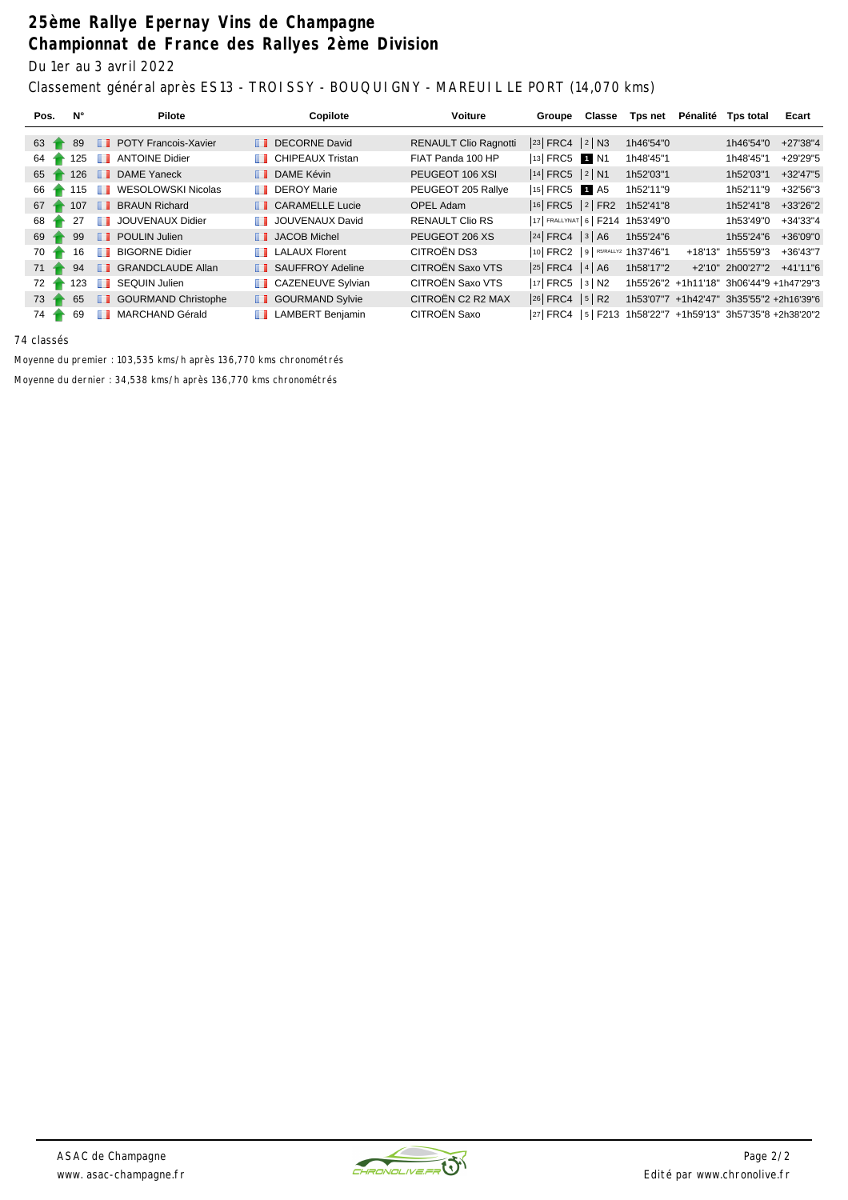# 25ème Rallye Epernay Vins de Champagne
# Championnat de France des Rallyes 2ème Division

Du 1er au 3 avril 2022

Classement général après ES13 - TROISSY - BOUQUIGNY - MAREUIL LE PORT (14,070 kms)

| Pos. | N° | Pilote | Copilote | Voiture | Groupe | Classe | Tps net | Pénalité | Tps total | Ecart |
|---|---|---|---|---|---|---|---|---|---|---|
| 63 | 89 | POTY Francois-Xavier | DECORNE David | RENAULT Clio Ragnotti | 23 FRC4 | 2 N3 | 1h46'54"0 | | 1h46'54"0 | +27'38"4 |
| 64 | 125 | ANTOINE Didier | CHIPEAUX Tristan | FIAT Panda 100 HP | 13 FRC5 | 1 N1 | 1h48'45"1 | | 1h48'45"1 | +29'29"5 |
| 65 | 126 | DAME Yaneck | DAME Kévin | PEUGEOT 106 XSI | 14 FRC5 | 2 N1 | 1h52'03"1 | | 1h52'03"1 | +32'47"5 |
| 66 | 115 | WESOLOWSKI Nicolas | DEROY Marie | PEUGEOT 205 Rallye | 15 FRC5 | 1 A5 | 1h52'11"9 | | 1h52'11"9 | +32'56"3 |
| 67 | 107 | BRAUN Richard | CARAMELLE Lucie | OPEL Adam | 16 FRC5 | 2 FR2 | 1h52'41"8 | | 1h52'41"8 | +33'26"2 |
| 68 | 27 | JOUVENAUX Didier | JOUVENAUX David | RENAULT Clio RS | 17 FRALLYNAT | 6 F214 | 1h53'49"0 | | 1h53'49"0 | +34'33"4 |
| 69 | 99 | POULIN Julien | JACOB Michel | PEUGEOT 206 XS | 24 FRC4 | 3 A6 | 1h55'24"6 | | 1h55'24"6 | +36'09"0 |
| 70 | 16 | BIGORNE Didier | LALAUX Florent | CITROËN DS3 | 10 FRC2 | 9 R5/RALLY2 | 1h37'46"1 | +18'13" | 1h55'59"3 | +36'43"7 |
| 71 | 94 | GRANDCLAUDE Allan | SAUFFROY Adeline | CITROËN Saxo VTS | 25 FRC4 | 4 A6 | 1h58'17"2 | +2'10" | 2h00'27"2 | +41'11"6 |
| 72 | 123 | SEQUIN Julien | CAZENEUVE Sylvian | CITROËN Saxo VTS | 17 FRC5 | 3 N2 | 1h55'26"2 | +1h11'18" | 3h06'44"9 | +1h47'29"3 |
| 73 | 65 | GOURMAND Christophe | GOURMAND Sylvie | CITROËN C2 R2 MAX | 26 FRC4 | 5 R2 | 1h53'07"7 | +1h42'47" | 3h35'55"2 | +2h16'39"6 |
| 74 | 69 | MARCHAND Gérald | LAMBERT Benjamin | CITROËN Saxo | 27 FRC4 | 5 F213 | 1h58'22"7 | +1h59'13" | 3h57'35"8 | +2h38'20"2 |

74 classés

Moyenne du premier : 103,535 kms/h après 136,770 kms chronométrés

Moyenne du dernier : 34,538 kms/h après 136,770 kms chronométrés